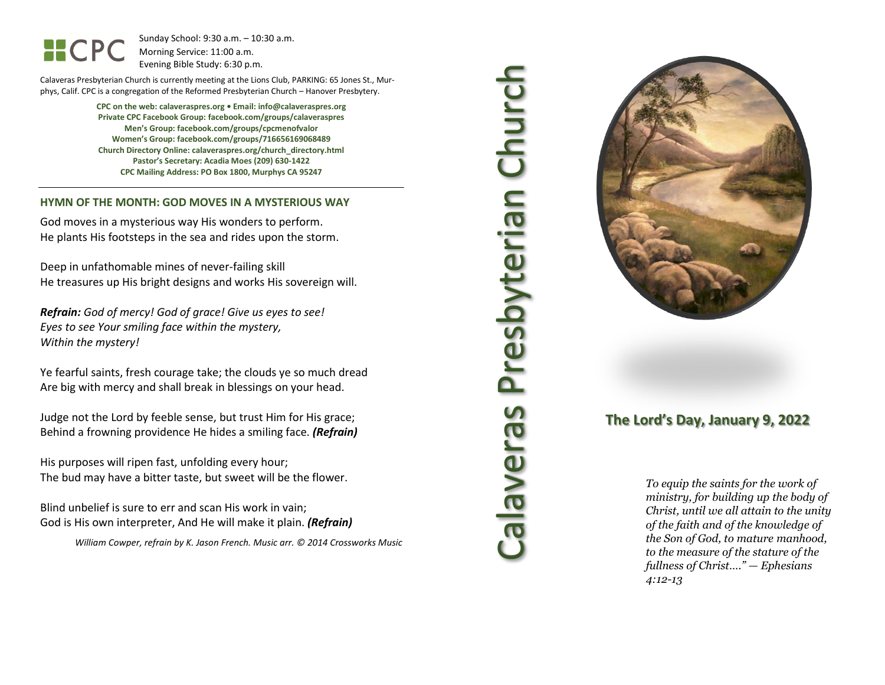CPC

Sunday School: 9:30 a.m. – 10:30 a.m.
Morning Service: 11:00 a.m.
Evening Bible Study: 6:30 p.m.

Calaveras Presbyterian Church is currently meeting at the Lions Club, PARKING: 65 Jones St., Murphys, Calif. CPC is a congregation of the Reformed Presbyterian Church – Hanover Presbytery.

**CPC on the web: calaveraspres.org • Email: info@calaveraspres.org**
**Private CPC Facebook Group: facebook.com/groups/calaveraspres**
**Men's Group: facebook.com/groups/cpcmenofvalor**
**Women's Group: facebook.com/groups/716656169068489**
**Church Directory Online: calaveraspres.org/church_directory.html**
**Pastor's Secretary: Acadia Moes (209) 630-1422**
**CPC Mailing Address: PO Box 1800, Murphys CA 95247**

## HYMN OF THE MONTH: GOD MOVES IN A MYSTERIOUS WAY

God moves in a mysterious way His wonders to perform.
He plants His footsteps in the sea and rides upon the storm.

Deep in unfathomable mines of never-failing skill
He treasures up His bright designs and works His sovereign will.

***Refrain:*** *God of mercy! God of grace! Give us eyes to see!*
*Eyes to see Your smiling face within the mystery,*
*Within the mystery!*

Ye fearful saints, fresh courage take; the clouds ye so much dread
Are big with mercy and shall break in blessings on your head.

Judge not the Lord by feeble sense, but trust Him for His grace;
Behind a frowning providence He hides a smiling face. ***(Refrain)***

His purposes will ripen fast, unfolding every hour;
The bud may have a bitter taste, but sweet will be the flower.

Blind unbelief is sure to err and scan His work in vain;
God is His own interpreter, And He will make it plain. ***(Refrain)***

*William Cowper, refrain by K. Jason French. Music arr. © 2014 Crossworks Music*

# Calaveras Presbyterian Church

## The Lord's Day, January 9, 2022

*To equip the saints for the work of ministry, for building up the body of Christ, until we all attain to the unity of the faith and of the knowledge of the Son of God, to mature manhood, to the measure of the stature of the fullness of Christ…." — Ephesians 4:12-13*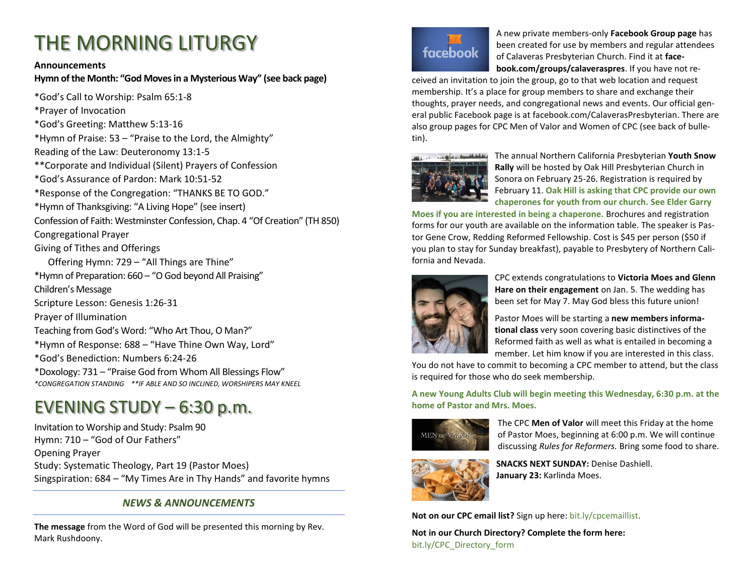# THE MORNING LITURGY

**Announcements**

**Hymn of the Month: "God Moves in a Mysterious Way" (see back page)**

*God's Call to Worship: Psalm 65:1-8
*Prayer of Invocation
*God's Greeting: Matthew 5:13-16
*Hymn of Praise: 53 – "Praise to the Lord, the Almighty"
Reading of the Law: Deuteronomy 13:1-5
**Corporate and Individual (Silent) Prayers of Confession
*God's Assurance of Pardon: Mark 10:51-52
*Response of the Congregation: "THANKS BE TO GOD."
*Hymn of Thanksgiving: "A Living Hope" (see insert)
Confession of Faith: Westminster Confession, Chap. 4 "Of Creation" (TH 850)
Congregational Prayer
Giving of Tithes and Offerings
    Offering Hymn: 729 – "All Things are Thine"
*Hymn of Preparation: 660 – "O God beyond All Praising"
Children's Message
Scripture Lesson: Genesis 1:26-31
Prayer of Illumination
Teaching from God's Word: "Who Art Thou, O Man?"
*Hymn of Response: 688 – "Have Thine Own Way, Lord"
*God's Benediction: Numbers 6:24-26
*Doxology: 731 – "Praise God from Whom All Blessings Flow"

*\*CONGREGATION STANDING  \*\*IF ABLE AND SO INCLINED, WORSHIPERS MAY KNEEL*

# EVENING STUDY – 6:30 p.m.

Invitation to Worship and Study: Psalm 90
Hymn: 710 – "God of Our Fathers"
Opening Prayer
Study: Systematic Theology, Part 19 (Pastor Moes)
Singspiration: 684 – "My Times Are in Thy Hands" and favorite hymns

## *NEWS & ANNOUNCEMENTS*

**The message** from the Word of God will be presented this morning by Rev. Mark Rushdoony.

A new private members-only **Facebook Group page** has been created for use by members and regular attendees of Calaveras Presbyterian Church. Find it at **facebook.com/groups/calaveraspres**. If you have not received an invitation to join the group, go to that web location and request membership. It's a place for group members to share and exchange their thoughts, prayer needs, and congregational news and events. Our official general public Facebook page is at facebook.com/CalaverasPresbyterian. There are also group pages for CPC Men of Valor and Women of CPC (see back of bulletin).

The annual Northern California Presbyterian **Youth Snow Rally** will be hosted by Oak Hill Presbyterian Church in Sonora on February 25-26. Registration is required by February 11. **Oak Hill is asking that CPC provide our own chaperones for youth from our church. See Elder Garry Moes if you are interested in being a chaperone.** Brochures and registration forms for our youth are available on the information table. The speaker is Pastor Gene Crow, Redding Reformed Fellowship. Cost is $45 per person ($50 if you plan to stay for Sunday breakfast), payable to Presbytery of Northern California and Nevada.

CPC extends congratulations to **Victoria Moes and Glenn Hare on their engagement** on Jan. 5. The wedding has been set for May 7. May God bless this future union!

Pastor Moes will be starting a **new members informational class** very soon covering basic distinctives of the Reformed faith as well as what is entailed in becoming a member. Let him know if you are interested in this class. You do not have to commit to becoming a CPC member to attend, but the class is required for those who do seek membership.

**A new Young Adults Club will begin meeting this Wednesday, 6:30 p.m. at the home of Pastor and Mrs. Moes.**

The CPC **Men of Valor** will meet this Friday at the home of Pastor Moes, beginning at 6:00 p.m. We will continue discussing *Rules for Reformers.* Bring some food to share.

**SNACKS NEXT SUNDAY:** Denise Dashiell.
**January 23:** Karlinda Moes.

**Not on our CPC email list?** Sign up here: bit.ly/cpcemaillist.

**Not in our Church Directory? Complete the form here:** bit.ly/CPC_Directory_form